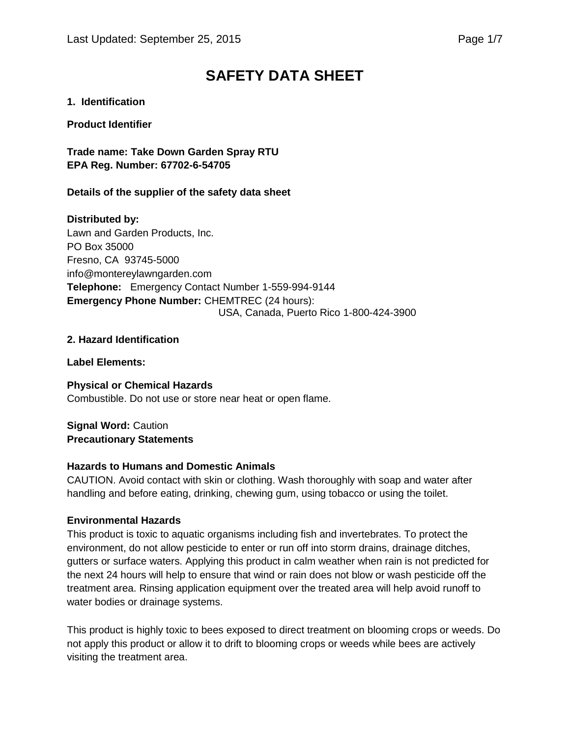# SAFETY DATA SHEET

## 1. Identification

**Product Identifier**

**Trade name: Take Down Garden Spray RTU**
**EPA Reg. Number: 67702-6-54705**

**Details of the supplier of the safety data sheet**

**Distributed by:**
Lawn and Garden Products, Inc.
PO Box 35000
Fresno, CA 93745-5000
info@montereylawngarden.com
**Telephone:** Emergency Contact Number 1-559-994-9144
**Emergency Phone Number:** CHEMTREC (24 hours):
USA, Canada, Puerto Rico 1-800-424-3900

## 2. Hazard Identification

**Label Elements:**

**Physical or Chemical Hazards**
Combustible. Do not use or store near heat or open flame.

**Signal Word:** Caution
**Precautionary Statements**

**Hazards to Humans and Domestic Animals**
CAUTION. Avoid contact with skin or clothing. Wash thoroughly with soap and water after handling and before eating, drinking, chewing gum, using tobacco or using the toilet.

**Environmental Hazards**
This product is toxic to aquatic organisms including fish and invertebrates. To protect the environment, do not allow pesticide to enter or run off into storm drains, drainage ditches, gutters or surface waters. Applying this product in calm weather when rain is not predicted for the next 24 hours will help to ensure that wind or rain does not blow or wash pesticide off the treatment area. Rinsing application equipment over the treated area will help avoid runoff to water bodies or drainage systems.

This product is highly toxic to bees exposed to direct treatment on blooming crops or weeds. Do not apply this product or allow it to drift to blooming crops or weeds while bees are actively visiting the treatment area.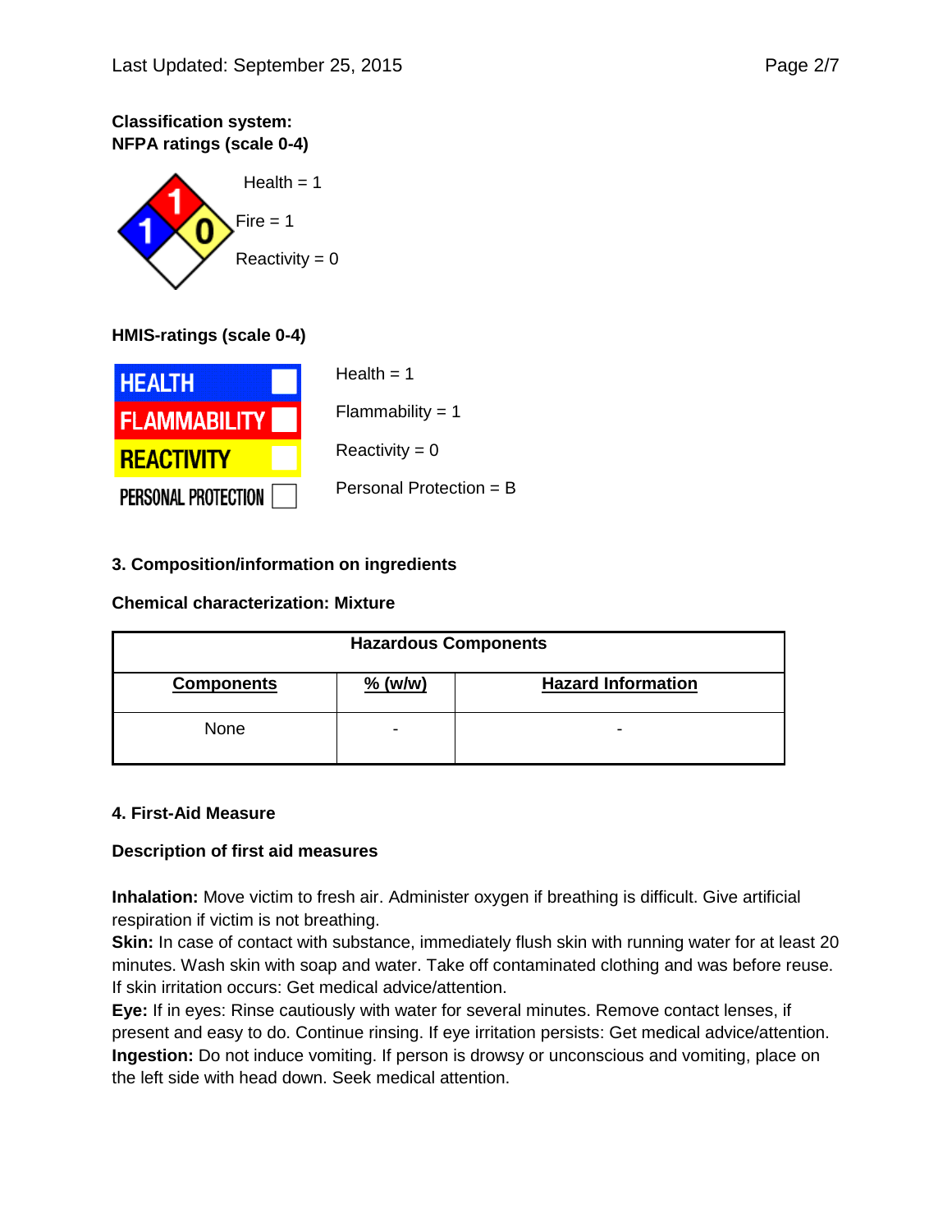**Classification system:**
**NFPA ratings (scale 0-4)**

Health = 1

Fire = 1

Reactivity = 0

**HMIS-ratings (scale 0-4)**

| HMIS | Rating |
|---|---|
| HEALTH | Health = 1 |
| FLAMMABILITY | Flammability = 1 |
| REACTIVITY | Reactivity = 0 |
| PERSONAL PROTECTION | Personal Protection = B |

## 3. Composition/information on ingredients

**Chemical characterization: Mixture**

| Hazardous Components | | |
|---|---|---|
| **Components** | **% (w/w)** | **Hazard Information** |
| None | - | - |

## 4. First-Aid Measure

**Description of first aid measures**

**Inhalation:** Move victim to fresh air. Administer oxygen if breathing is difficult. Give artificial respiration if victim is not breathing.
**Skin:** In case of contact with substance, immediately flush skin with running water for at least 20 minutes. Wash skin with soap and water. Take off contaminated clothing and was before reuse. If skin irritation occurs: Get medical advice/attention.
**Eye:** If in eyes: Rinse cautiously with water for several minutes. Remove contact lenses, if present and easy to do. Continue rinsing. If eye irritation persists: Get medical advice/attention.
**Ingestion:** Do not induce vomiting. If person is drowsy or unconscious and vomiting, place on the left side with head down. Seek medical attention.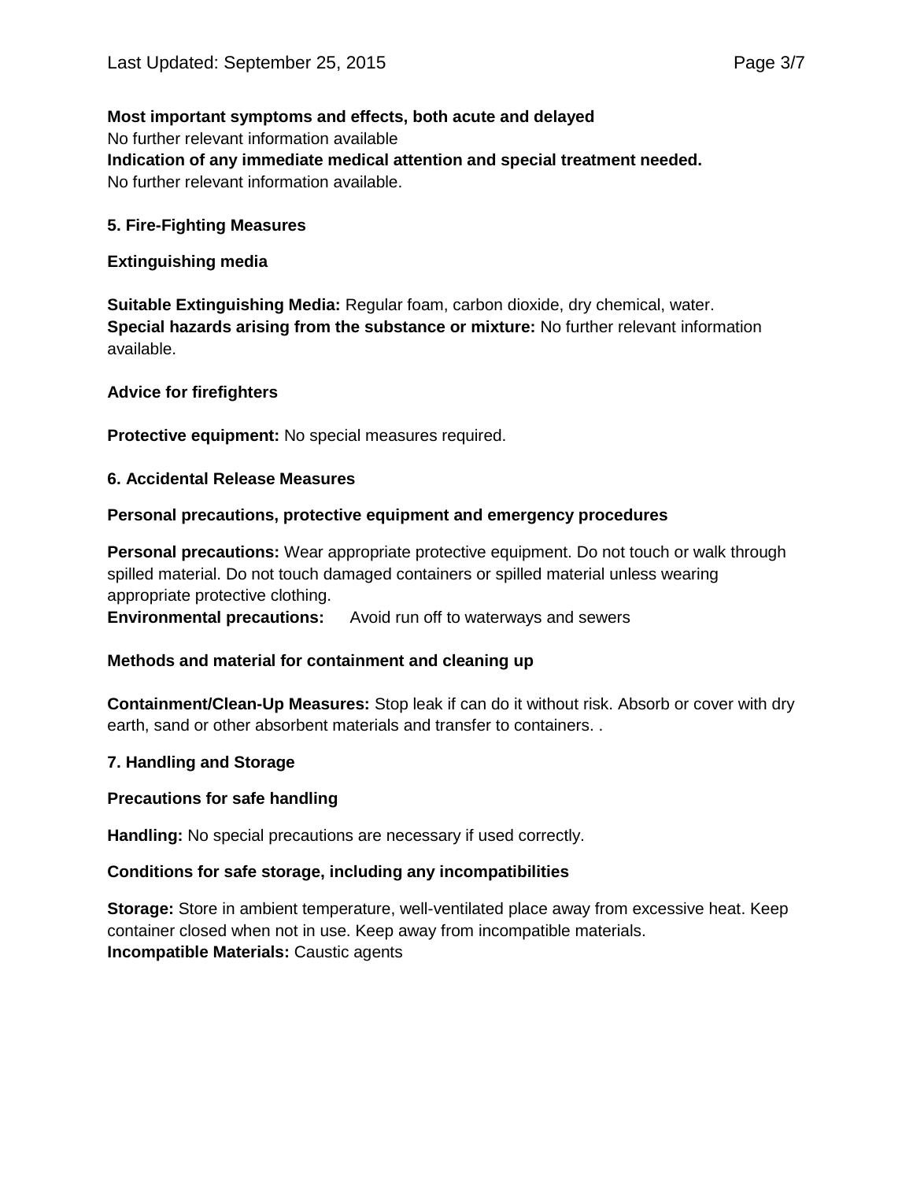**Most important symptoms and effects, both acute and delayed**
No further relevant information available
**Indication of any immediate medical attention and special treatment needed.**
No further relevant information available.

## 5. Fire-Fighting Measures

### Extinguishing media

**Suitable Extinguishing Media:** Regular foam, carbon dioxide, dry chemical, water.
**Special hazards arising from the substance or mixture:** No further relevant information available.

### Advice for firefighters

**Protective equipment:** No special measures required.

## 6. Accidental Release Measures

### Personal precautions, protective equipment and emergency procedures

**Personal precautions:** Wear appropriate protective equipment. Do not touch or walk through spilled material. Do not touch damaged containers or spilled material unless wearing appropriate protective clothing.
**Environmental precautions:** Avoid run off to waterways and sewers

### Methods and material for containment and cleaning up

**Containment/Clean-Up Measures:** Stop leak if can do it without risk. Absorb or cover with dry earth, sand or other absorbent materials and transfer to containers. .

## 7. Handling and Storage

### Precautions for safe handling

**Handling:** No special precautions are necessary if used correctly.

### Conditions for safe storage, including any incompatibilities

**Storage:** Store in ambient temperature, well-ventilated place away from excessive heat. Keep container closed when not in use. Keep away from incompatible materials.
**Incompatible Materials:** Caustic agents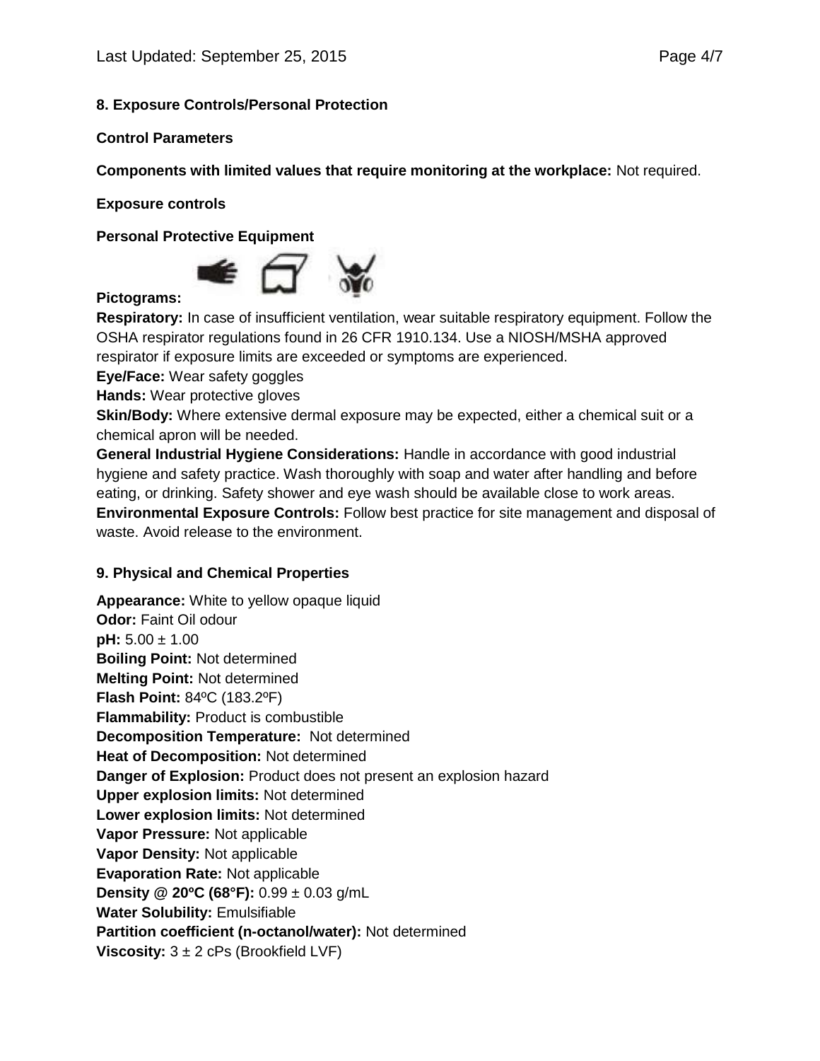**8. Exposure Controls/Personal Protection**

**Control Parameters**

**Components with limited values that require monitoring at the workplace:** Not required.

**Exposure controls**

**Personal Protective Equipment**

**Pictograms:**

**Respiratory:** In case of insufficient ventilation, wear suitable respiratory equipment. Follow the OSHA respirator regulations found in 26 CFR 1910.134. Use a NIOSH/MSHA approved respirator if exposure limits are exceeded or symptoms are experienced.
**Eye/Face:** Wear safety goggles
**Hands:** Wear protective gloves
**Skin/Body:** Where extensive dermal exposure may be expected, either a chemical suit or a chemical apron will be needed.
**General Industrial Hygiene Considerations:** Handle in accordance with good industrial hygiene and safety practice. Wash thoroughly with soap and water after handling and before eating, or drinking. Safety shower and eye wash should be available close to work areas.
**Environmental Exposure Controls:** Follow best practice for site management and disposal of waste. Avoid release to the environment.

**9. Physical and Chemical Properties**

**Appearance:** White to yellow opaque liquid
**Odor:** Faint Oil odour
**pH:** 5.00 ± 1.00
**Boiling Point:** Not determined
**Melting Point:** Not determined
**Flash Point:** 84ºC (183.2ºF)
**Flammability:** Product is combustible
**Decomposition Temperature:** Not determined
**Heat of Decomposition:** Not determined
**Danger of Explosion:** Product does not present an explosion hazard
**Upper explosion limits:** Not determined
**Lower explosion limits:** Not determined
**Vapor Pressure:** Not applicable
**Vapor Density:** Not applicable
**Evaporation Rate:** Not applicable
**Density @ 20ºC (68°F):** 0.99 ± 0.03 g/mL
**Water Solubility:** Emulsifiable
**Partition coefficient (n-octanol/water):** Not determined
**Viscosity:** 3 ± 2 cPs (Brookfield LVF)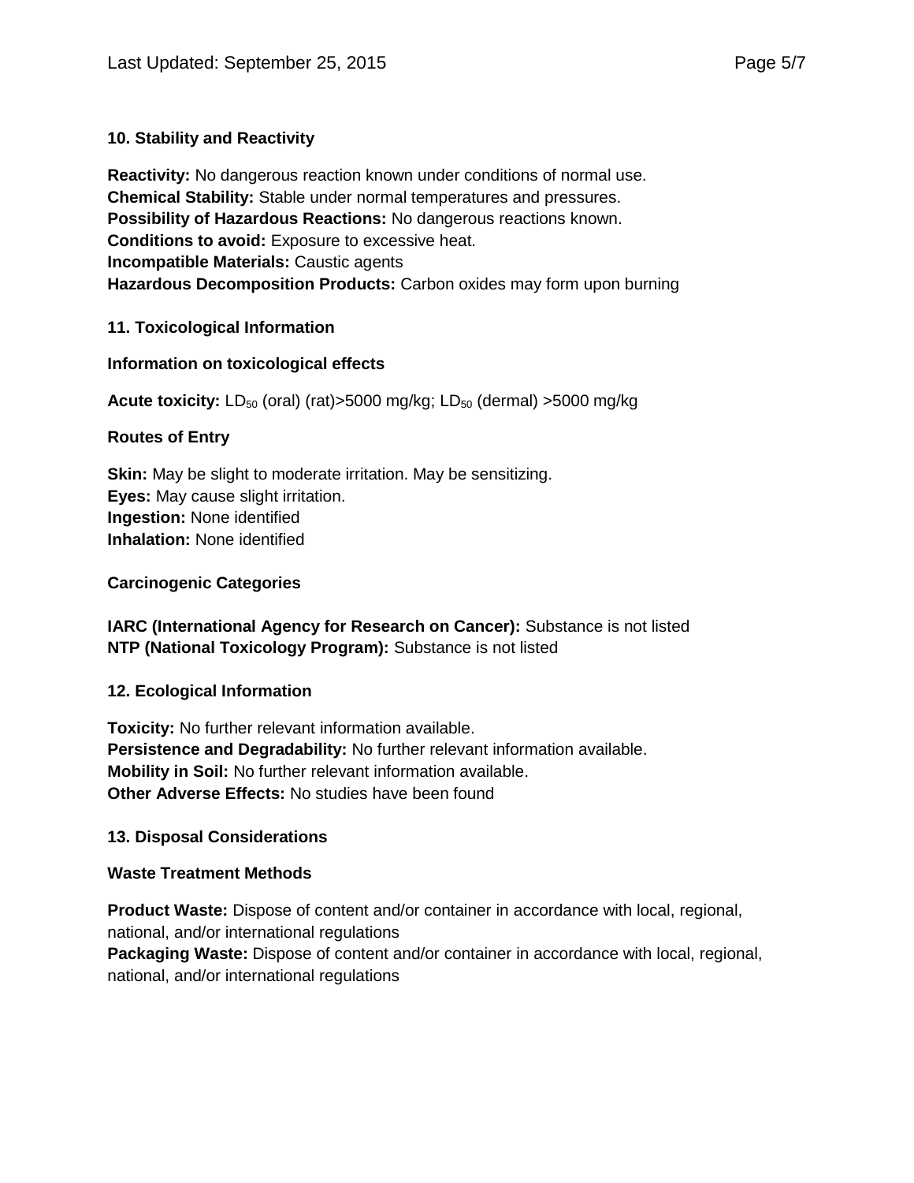## 10. Stability and Reactivity

**Reactivity:** No dangerous reaction known under conditions of normal use.
**Chemical Stability:** Stable under normal temperatures and pressures.
**Possibility of Hazardous Reactions:** No dangerous reactions known.
**Conditions to avoid:** Exposure to excessive heat.
**Incompatible Materials:** Caustic agents
**Hazardous Decomposition Products:** Carbon oxides may form upon burning

## 11. Toxicological Information

### Information on toxicological effects

**Acute toxicity:** $LD_{50}$ (oral) (rat)>5000 mg/kg; $LD_{50}$ (dermal) >5000 mg/kg

### Routes of Entry

**Skin:** May be slight to moderate irritation. May be sensitizing.
**Eyes:** May cause slight irritation.
**Ingestion:** None identified
**Inhalation:** None identified

### Carcinogenic Categories

**IARC (International Agency for Research on Cancer):** Substance is not listed
**NTP (National Toxicology Program):** Substance is not listed

## 12. Ecological Information

**Toxicity:** No further relevant information available.
**Persistence and Degradability:** No further relevant information available.
**Mobility in Soil:** No further relevant information available.
**Other Adverse Effects:** No studies have been found

## 13. Disposal Considerations

### Waste Treatment Methods

**Product Waste:** Dispose of content and/or container in accordance with local, regional, national, and/or international regulations
**Packaging Waste:** Dispose of content and/or container in accordance with local, regional, national, and/or international regulations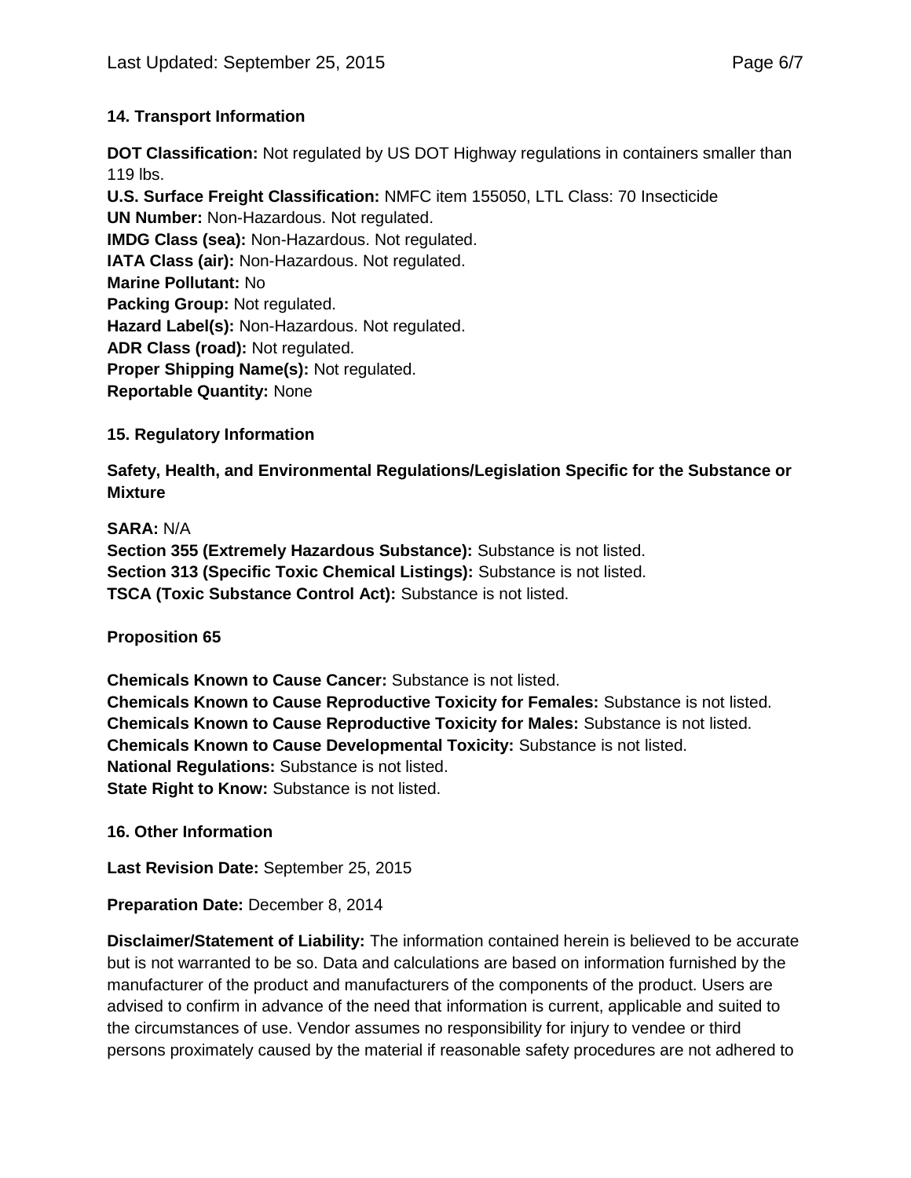## 14. Transport Information

**DOT Classification:** Not regulated by US DOT Highway regulations in containers smaller than 119 lbs.
**U.S. Surface Freight Classification:** NMFC item 155050, LTL Class: 70 Insecticide
**UN Number:** Non-Hazardous. Not regulated.
**IMDG Class (sea):** Non-Hazardous. Not regulated.
**IATA Class (air):** Non-Hazardous. Not regulated.
**Marine Pollutant:** No
**Packing Group:** Not regulated.
**Hazard Label(s):** Non-Hazardous. Not regulated.
**ADR Class (road):** Not regulated.
**Proper Shipping Name(s):** Not regulated.
**Reportable Quantity:** None

## 15. Regulatory Information

**Safety, Health, and Environmental Regulations/Legislation Specific for the Substance or Mixture**

**SARA:** N/A
**Section 355 (Extremely Hazardous Substance):** Substance is not listed.
**Section 313 (Specific Toxic Chemical Listings):** Substance is not listed.
**TSCA (Toxic Substance Control Act):** Substance is not listed.

**Proposition 65**

**Chemicals Known to Cause Cancer:** Substance is not listed.
**Chemicals Known to Cause Reproductive Toxicity for Females:** Substance is not listed.
**Chemicals Known to Cause Reproductive Toxicity for Males:** Substance is not listed.
**Chemicals Known to Cause Developmental Toxicity:** Substance is not listed.
**National Regulations:** Substance is not listed.
**State Right to Know:** Substance is not listed.

## 16. Other Information

**Last Revision Date:** September 25, 2015

**Preparation Date:** December 8, 2014

**Disclaimer/Statement of Liability:** The information contained herein is believed to be accurate but is not warranted to be so. Data and calculations are based on information furnished by the manufacturer of the product and manufacturers of the components of the product. Users are advised to confirm in advance of the need that information is current, applicable and suited to the circumstances of use. Vendor assumes no responsibility for injury to vendee or third persons proximately caused by the material if reasonable safety procedures are not adhered to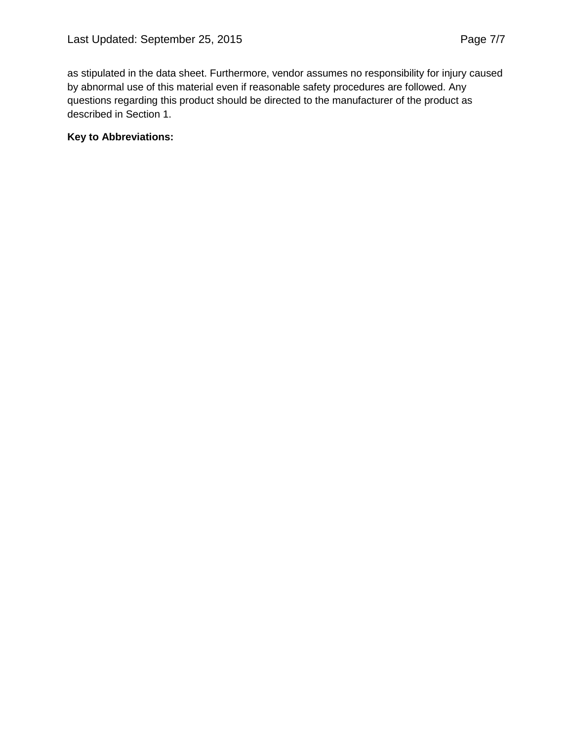as stipulated in the data sheet. Furthermore, vendor assumes no responsibility for injury caused by abnormal use of this material even if reasonable safety procedures are followed. Any questions regarding this product should be directed to the manufacturer of the product as described in Section 1.

**Key to Abbreviations:**